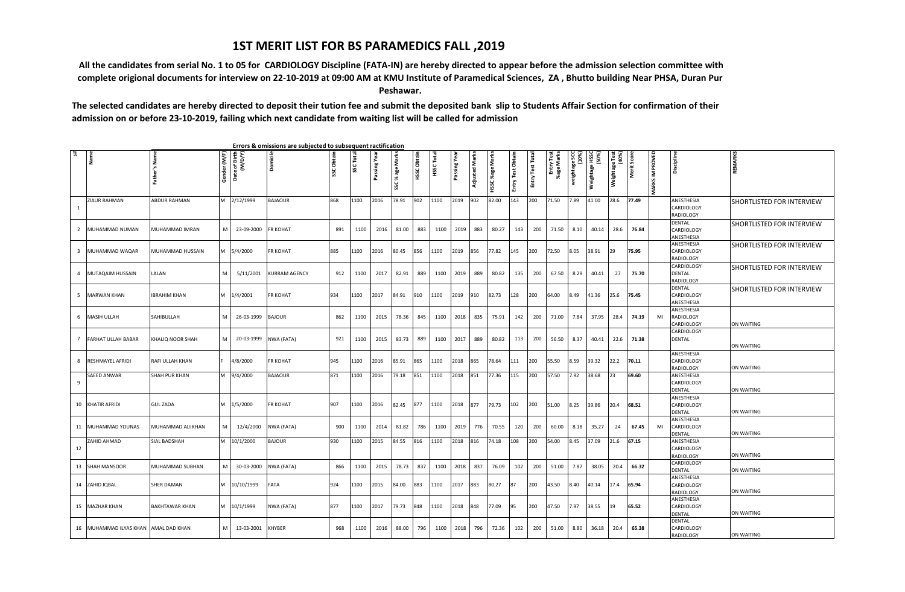# 1ST MERIT LIST FOR BS PARAMEDICS FALL ,2019

**All the candidates from serial No. 1 to 05 for CARDIOLOGY Discipline (FATA-IN) are hereby directed to appear before the admission selection committee with complete origional documents for interview on 22-10-2019 at 09:00 AM at KMU Institute of Paramedical Sciences, ZA , Bhutto building Near PHSA, Duran Pur Peshawar.**

**The selected candidates are hereby directed to deposit their tution fee and submit the deposited bank slip to Students Affair Section for confirmation of their admission on or before 23-10-2019, failing which next candidate from waiting list will be called for admission**

**Errors & omissions are subjected to subsequent ractification**

| S# | Name | Father's Name | Gender (M/F) | Date of Birth (M/D/Y) | Domicile | SSC Obtain | SSC Total | Passing Year | SSC % age Marks | HSSC Obtain | HSSC Total | Passing Year | Adjusted Marks | HSSC %age Marks | Entry Test Obtain | Entry Test Total | Entry Test %age Marks | weightage SCC (10%) | Weightage HSSC (50%) | Weightage Test (40%) | Merit Score | MARKS IMPROVED | Discipline | REMARKS |
|---|---|---|---|---|---|---|---|---|---|---|---|---|---|---|---|---|---|---|---|---|---|---|---|---|
| 1 | ZIAUR RAHMAN | ABDUR RAHMAN | M | 2/12/1999 | BAJAOUR | 868 | 1100 | 2016 | 78.91 | 902 | 1100 | 2019 | 902 | 82.00 | 143 | 200 | 71.50 | 7.89 | 41.00 | 28.6 | 77.49 | | ANESTHESIA CARDIOLOGY RADIOLOGY | SHORTLISTED FOR INTERVIEW |
| 2 | MUHAMMAD NUMAN | MUHAMMAD IMRAN | M | 23-09-2000 | FR KOHAT | 891 | 1100 | 2016 | 81.00 | 883 | 1100 | 2019 | 883 | 80.27 | 143 | 200 | 71.50 | 8.10 | 40.14 | 28.6 | 76.84 | | DENTAL CARDIOLOGY ANESTHESIA | SHORTLISTED FOR INTERVIEW |
| 3 | MUHAMMAD WAQAR | MUHAMMAD HUSSAIN | M | 5/4/2000 | FR KOHAT | 885 | 1100 | 2016 | 80.45 | 856 | 1100 | 2019 | 856 | 77.82 | 145 | 200 | 72.50 | 8.05 | 38.91 | 29 | 75.95 | | ANESTHESIA CARDIOLOGY RADIOLOGY | SHORTLISTED FOR INTERVIEW |
| 4 | MUTAQAIM HUSSAIN | LALAN | M | 5/11/2001 | KURRAM AGENCY | 912 | 1100 | 2017 | 82.91 | 889 | 1100 | 2019 | 889 | 80.82 | 135 | 200 | 67.50 | 8.29 | 40.41 | 27 | 75.70 | | CARDIOLOGY DENTAL RADIOLOGY | SHORTLISTED FOR INTERVIEW |
| 5 | MARWAN KHAN | IBRAHIM KHAN | M | 1/4/2001 | FR KOHAT | 934 | 1100 | 2017 | 84.91 | 910 | 1100 | 2019 | 910 | 82.73 | 128 | 200 | 64.00 | 8.49 | 41.36 | 25.6 | 75.45 | | DENTAL CARDIOLOGY ANESTHESIA | SHORTLISTED FOR INTERVIEW |
| 6 | MASIH ULLAH | SAHIBULLAH | M | 26-03-1999 | BAJOUR | 862 | 1100 | 2015 | 78.36 | 845 | 1100 | 2018 | 835 | 75.91 | 142 | 200 | 71.00 | 7.84 | 37.95 | 28.4 | 74.19 | MI | ANESTHESIA RADIOLOGY CARDIOLOGY | ON WAITING |
| 7 | FARHAT ULLAH BABAR | KHALIQ NOOR SHAH | M | 20-03-1999 | NWA (FATA) | 921 | 1100 | 2015 | 83.73 | 889 | 1100 | 2017 | 889 | 80.82 | 113 | 200 | 56.50 | 8.37 | 40.41 | 22.6 | 71.38 | | CARDIOLOGY DENTAL | ON WAITING |
| 8 | RESHMAYEL AFRIDI | RAFI ULLAH KHAN | F | 4/8/2000 | FR KOHAT | 945 | 1100 | 2016 | 85.91 | 865 | 1100 | 2018 | 865 | 78.64 | 111 | 200 | 55.50 | 8.59 | 39.32 | 22.2 | 70.11 | | ANESTHESIA CARDIOLOGY RADIOLOGY | ON WAITING |
| 9 | SAEED ANWAR | SHAH PUR KHAN | M | 9/4/2000 | BAJAOUR | 871 | 1100 | 2016 | 79.18 | 851 | 1100 | 2018 | 851 | 77.36 | 115 | 200 | 57.50 | 7.92 | 38.68 | 23 | 69.60 | | ANESTHESIA CARDIOLOGY DENTAL | ON WAITING |
| 10 | KHATIR AFRIDI | GUL ZADA | M | 1/5/2000 | FR KOHAT | 907 | 1100 | 2016 | 82.45 | 877 | 1100 | 2018 | 877 | 79.73 | 102 | 200 | 51.00 | 8.25 | 39.86 | 20.4 | 68.51 | | ANESTHESIA CARDIOLOGY DENTAL | ON WAITING |
| 11 | MUHAMMAD YOUNAS | MUHAMMAD ALI KHAN | M | 12/4/2000 | NWA (FATA) | 900 | 1100 | 2014 | 81.82 | 786 | 1100 | 2019 | 776 | 70.55 | 120 | 200 | 60.00 | 8.18 | 35.27 | 24 | 67.45 | MI | ANESTHESIA CARDIOLOGY DENTAL | ON WAITING |
| 12 | ZAHID AHMAD | SIAL BADSHAH | M | 10/1/2000 | BAJOUR | 930 | 1100 | 2015 | 84.55 | 816 | 1100 | 2018 | 816 | 74.18 | 108 | 200 | 54.00 | 8.45 | 37.09 | 21.6 | 67.15 | | ANESTHESIA CARDIOLOGY RADIOLOGY | ON WAITING |
| 13 | SHAH MANSOOR | MUHAMMAD SUBHAN | M | 30-03-2000 | NWA (FATA) | 866 | 1100 | 2015 | 78.73 | 837 | 1100 | 2018 | 837 | 76.09 | 102 | 200 | 51.00 | 7.87 | 38.05 | 20.4 | 66.32 | | CARDIOLOGY DENTAL | ON WAITING |
| 14 | ZAHID IQBAL | SHER DAMAN | M | 10/10/1999 | FATA | 924 | 1100 | 2015 | 84.00 | 883 | 1100 | 2017 | 883 | 80.27 | 87 | 200 | 43.50 | 8.40 | 40.14 | 17.4 | 65.94 | | ANESTHESIA CARDIOLOGY RADIOLOGY | ON WAITING |
| 15 | MAZHAR KHAN | BAKHTAWAR KHAN | M | 10/1/1999 | NWA (FATA) | 877 | 1100 | 2017 | 79.73 | 848 | 1100 | 2018 | 848 | 77.09 | 95 | 200 | 47.50 | 7.97 | 38.55 | 19 | 65.52 | | ANESTHESIA CARDIOLOGY DENTAL | ON WAITING |
| 16 | MUHAMMAD ILYAS KHAN | AMAL DAD KHAN | M | 13-03-2001 | KHYBER | 968 | 1100 | 2016 | 88.00 | 796 | 1100 | 2018 | 796 | 72.36 | 102 | 200 | 51.00 | 8.80 | 36.18 | 20.4 | 65.38 | | DENTAL CARDIOLOGY RADIOLOGY | ON WAITING |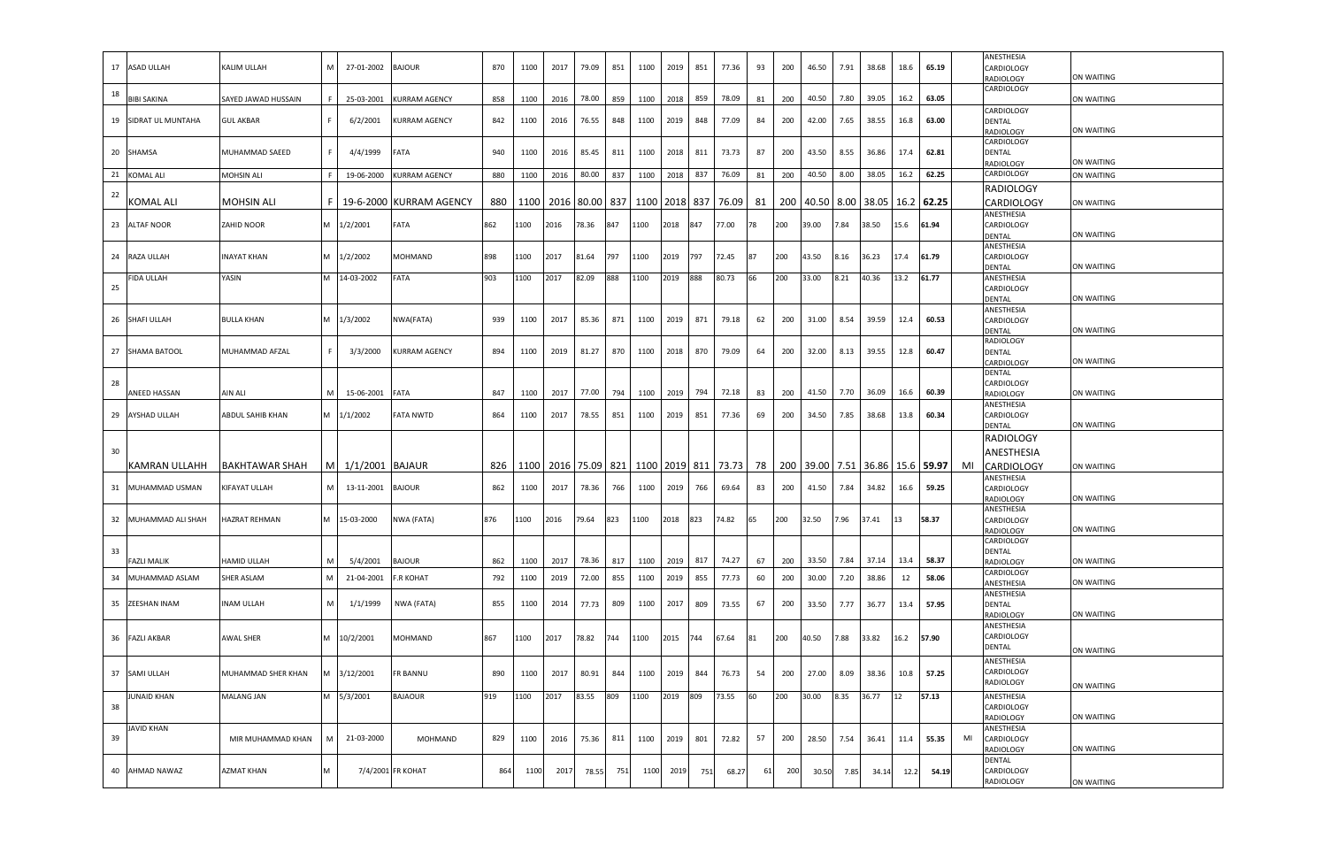| 17 | ASAD ULLAH | KALIM ULLAH | M | 27-01-2002 | BAJOUR | 870 | 1100 | 2017 | 79.09 | 851 | 1100 | 2019 | 851 | 77.36 | 93 | 200 | 46.50 | 7.91 | 38.68 | 18.6 | 65.19 | | ANESTHESIA CARDIOLOGY RADIOLOGY | ON WAITING |
|---|---|---|---|---|---|---|---|---|---|---|---|---|---|---|---|---|---|---|---|---|---|---|---|---|
| 18 | BIBI SAKINA | SAYED JAWAD HUSSAIN | F | 25-03-2001 | KURRAM AGENCY | 858 | 1100 | 2016 | 78.00 | 859 | 1100 | 2018 | 859 | 78.09 | 81 | 200 | 40.50 | 7.80 | 39.05 | 16.2 | 63.05 | | CARDIOLOGY | ON WAITING |
| 19 | SIDRAT UL MUNTAHA | GUL AKBAR | F | 6/2/2001 | KURRAM AGENCY | 842 | 1100 | 2016 | 76.55 | 848 | 1100 | 2019 | 848 | 77.09 | 84 | 200 | 42.00 | 7.65 | 38.55 | 16.8 | 63.00 | | CARDIOLOGY DENTAL RADIOLOGY | ON WAITING |
| 20 | SHAMSA | MUHAMMAD SAEED | F | 4/4/1999 | FATA | 940 | 1100 | 2016 | 85.45 | 811 | 1100 | 2018 | 811 | 73.73 | 87 | 200 | 43.50 | 8.55 | 36.86 | 17.4 | 62.81 | | CARDIOLOGY DENTAL RADIOLOGY | ON WAITING |
| 21 | KOMAL ALI | MOHSIN ALI | F | 19-06-2000 | KURRAM AGENCY | 880 | 1100 | 2016 | 80.00 | 837 | 1100 | 2018 | 837 | 76.09 | 81 | 200 | 40.50 | 8.00 | 38.05 | 16.2 | 62.25 | | CARDIOLOGY | ON WAITING |
| 22 | KOMAL ALI | MOHSIN ALI | F | 19-6-2000 | KURRAM AGENCY | 880 | 1100 | 2016 | 80.00 | 837 | 1100 | 2018 | 837 | 76.09 | 81 | 200 | 40.50 | 8.00 | 38.05 | 16.2 | 62.25 | | RADIOLOGY CARDIOLOGY | ON WAITING |
| 23 | ALTAF NOOR | ZAHID NOOR | M | 1/2/2001 | FATA | 862 | 1100 | 2016 | 78.36 | 847 | 1100 | 2018 | 847 | 77.00 | 78 | 200 | 39.00 | 7.84 | 38.50 | 15.6 | 61.94 | | ANESTHESIA CARDIOLOGY DENTAL | ON WAITING |
| 24 | RAZA ULLAH | INAYAT KHAN | M | 1/2/2002 | MOHMAND | 898 | 1100 | 2017 | 81.64 | 797 | 1100 | 2019 | 797 | 72.45 | 87 | 200 | 43.50 | 8.16 | 36.23 | 17.4 | 61.79 | | ANESTHESIA CARDIOLOGY DENTAL | ON WAITING |
| 25 | FIDA ULLAH | YASIN | M | 14-03-2002 | FATA | 903 | 1100 | 2017 | 82.09 | 888 | 1100 | 2019 | 888 | 80.73 | 66 | 200 | 33.00 | 8.21 | 40.36 | 13.2 | 61.77 | | ANESTHESIA CARDIOLOGY DENTAL | ON WAITING |
| 26 | SHAFI ULLAH | BULLA KHAN | M | 1/3/2002 | NWA(FATA) | 939 | 1100 | 2017 | 85.36 | 871 | 1100 | 2019 | 871 | 79.18 | 62 | 200 | 31.00 | 8.54 | 39.59 | 12.4 | 60.53 | | ANESTHESIA CARDIOLOGY DENTAL | ON WAITING |
| 27 | SHAMA BATOOL | MUHAMMAD AFZAL | F | 3/3/2000 | KURRAM AGENCY | 894 | 1100 | 2019 | 81.27 | 870 | 1100 | 2018 | 870 | 79.09 | 64 | 200 | 32.00 | 8.13 | 39.55 | 12.8 | 60.47 | | RADIOLOGY DENTAL CARDIOLOGY | ON WAITING |
| 28 | ANEED HASSAN | AIN ALI | M | 15-06-2001 | FATA | 847 | 1100 | 2017 | 77.00 | 794 | 1100 | 2019 | 794 | 72.18 | 83 | 200 | 41.50 | 7.70 | 36.09 | 16.6 | 60.39 | | DENTAL CARDIOLOGY RADIOLOGY | ON WAITING |
| 29 | AYSHAD ULLAH | ABDUL SAHIB KHAN | M | 1/1/2002 | FATA NWTD | 864 | 1100 | 2017 | 78.55 | 851 | 1100 | 2019 | 851 | 77.36 | 69 | 200 | 34.50 | 7.85 | 38.68 | 13.8 | 60.34 | | ANESTHESIA CARDIOLOGY DENTAL | ON WAITING |
| 30 | KAMRAN ULLAHH | BAKHTAWAR SHAH | M | 1/1/2001 | BAJAUR | 826 | 1100 | 2016 | 75.09 | 821 | 1100 | 2019 | 811 | 73.73 | 78 | 200 | 39.00 | 7.51 | 36.86 | 15.6 | 59.97 | MI | RADIOLOGY ANESTHESIA CARDIOLOGY | ON WAITING |
| 31 | MUHAMMAD USMAN | KIFAYAT ULLAH | M | 13-11-2001 | BAJOUR | 862 | 1100 | 2017 | 78.36 | 766 | 1100 | 2019 | 766 | 69.64 | 83 | 200 | 41.50 | 7.84 | 34.82 | 16.6 | 59.25 | | ANESTHESIA CARDIOLOGY RADIOLOGY | ON WAITING |
| 32 | MUHAMMAD ALI SHAH | HAZRAT REHMAN | M | 15-03-2000 | NWA (FATA) | 876 | 1100 | 2016 | 79.64 | 823 | 1100 | 2018 | 823 | 74.82 | 65 | 200 | 32.50 | 7.96 | 37.41 | 13 | 58.37 | | ANESTHESIA CARDIOLOGY RADIOLOGY | ON WAITING |
| 33 | FAZLI MALIK | HAMID ULLAH | M | 5/4/2001 | BAJOUR | 862 | 1100 | 2017 | 78.36 | 817 | 1100 | 2019 | 817 | 74.27 | 67 | 200 | 33.50 | 7.84 | 37.14 | 13.4 | 58.37 | | CARDIOLOGY DENTAL RADIOLOGY | ON WAITING |
| 34 | MUHAMMAD ASLAM | SHER ASLAM | M | 21-04-2001 | F.R KOHAT | 792 | 1100 | 2019 | 72.00 | 855 | 1100 | 2019 | 855 | 77.73 | 60 | 200 | 30.00 | 7.20 | 38.86 | 12 | 58.06 | | CARDIOLOGY ANESTHESIA | ON WAITING |
| 35 | ZEESHAN INAM | INAM ULLAH | M | 1/1/1999 | NWA (FATA) | 855 | 1100 | 2014 | 77.73 | 809 | 1100 | 2017 | 809 | 73.55 | 67 | 200 | 33.50 | 7.77 | 36.77 | 13.4 | 57.95 | | ANESTHESIA DENTAL RADIOLOGY | ON WAITING |
| 36 | FAZLI AKBAR | AWAL SHER | M | 10/2/2001 | MOHMAND | 867 | 1100 | 2017 | 78.82 | 744 | 1100 | 2015 | 744 | 67.64 | 81 | 200 | 40.50 | 7.88 | 33.82 | 16.2 | 57.90 | | ANESTHESIA CARDIOLOGY DENTAL | ON WAITING |
| 37 | SAMI ULLAH | MUHAMMAD SHER KHAN | M | 3/12/2001 | FR BANNU | 890 | 1100 | 2017 | 80.91 | 844 | 1100 | 2019 | 844 | 76.73 | 54 | 200 | 27.00 | 8.09 | 38.36 | 10.8 | 57.25 | | ANESTHESIA CARDIOLOGY RADIOLOGY | ON WAITING |
| 38 | JUNAID KHAN | MALANG JAN | M | 5/3/2001 | BAJAOUR | 919 | 1100 | 2017 | 83.55 | 809 | 1100 | 2019 | 809 | 73.55 | 60 | 200 | 30.00 | 8.35 | 36.77 | 12 | 57.13 | | ANESTHESIA CARDIOLOGY RADIOLOGY | ON WAITING |
| 39 | JAVID KHAN | MIR MUHAMMAD KHAN | M | 21-03-2000 | MOHMAND | 829 | 1100 | 2016 | 75.36 | 811 | 1100 | 2019 | 801 | 72.82 | 57 | 200 | 28.50 | 7.54 | 36.41 | 11.4 | 55.35 | MI | ANESTHESIA CARDIOLOGY RADIOLOGY | ON WAITING |
| 40 | AHMAD NAWAZ | AZMAT KHAN | M | 7/4/2001 | FR KOHAT | 864 | 1100 | 2017 | 78.55 | 751 | 1100 | 2019 | 751 | 68.27 | 61 | 200 | 30.50 | 7.85 | 34.14 | 12.2 | 54.19 | | DENTAL CARDIOLOGY RADIOLOGY | ON WAITING |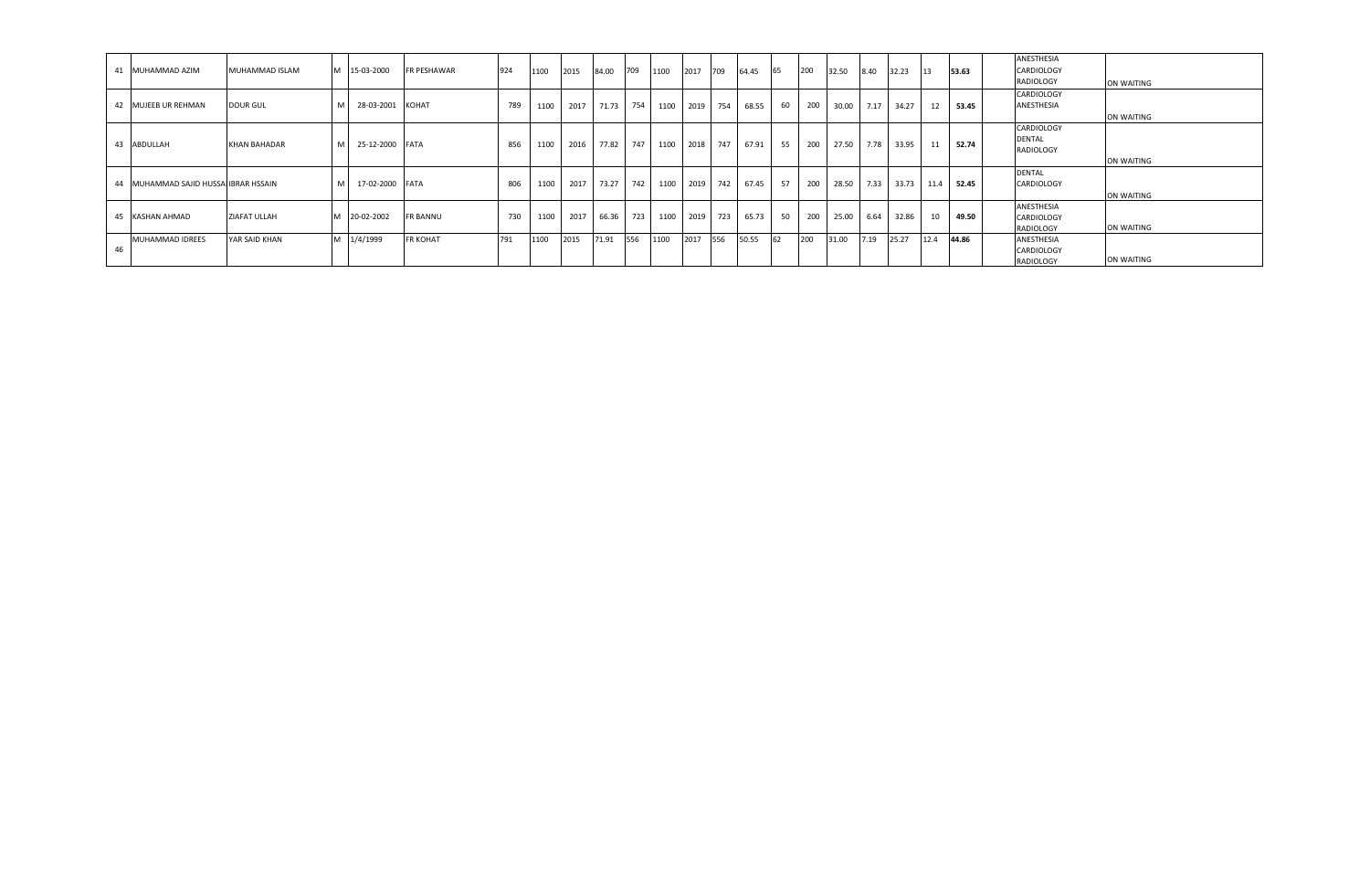| | | | | | | | | | | | | | | | | | | | | | | | | | |
|---|---|---|---|---|---|---|---|---|---|---|---|---|---|---|---|---|---|---|---|---|---|---|---|---|---|
| 41 | MUHAMMAD AZIM | MUHAMMAD ISLAM | M | 15-03-2000 | FR PESHAWAR | 924 | 1100 | 2015 | 84.00 | 709 | 1100 | 2017 | 709 | 64.45 | 65 | 200 | 32.50 | 8.40 | 32.23 | 13 | 53.63 | | ANESTHESIA<br>CARDIOLOGY<br>RADIOLOGY | ON WAITING |
| 42 | MUJEEB UR REHMAN | DOUR GUL | M | 28-03-2001 | KOHAT | 789 | 1100 | 2017 | 71.73 | 754 | 1100 | 2019 | 754 | 68.55 | 60 | 200 | 30.00 | 7.17 | 34.27 | 12 | 53.45 | | CARDIOLOGY<br>ANESTHESIA | ON WAITING |
| 43 | ABDULLAH | KHAN BAHADAR | M | 25-12-2000 | FATA | 856 | 1100 | 2016 | 77.82 | 747 | 1100 | 2018 | 747 | 67.91 | 55 | 200 | 27.50 | 7.78 | 33.95 | 11 | 52.74 | | CARDIOLOGY<br>DENTAL<br>RADIOLOGY | ON WAITING |
| 44 | MUHAMMAD SAJID HUSSAI | IBRAR HSSAIN | M | 17-02-2000 | FATA | 806 | 1100 | 2017 | 73.27 | 742 | 1100 | 2019 | 742 | 67.45 | 57 | 200 | 28.50 | 7.33 | 33.73 | 11.4 | 52.45 | | DENTAL<br>CARDIOLOGY | ON WAITING |
| 45 | KASHAN AHMAD | ZIAFAT ULLAH | M | 20-02-2002 | FR BANNU | 730 | 1100 | 2017 | 66.36 | 723 | 1100 | 2019 | 723 | 65.73 | 50 | 200 | 25.00 | 6.64 | 32.86 | 10 | 49.50 | | ANESTHESIA<br>CARDIOLOGY<br>RADIOLOGY | ON WAITING |
| 46 | MUHAMMAD IDREES | YAR SAID KHAN | M | 1/4/1999 | FR KOHAT | 791 | 1100 | 2015 | 71.91 | 556 | 1100 | 2017 | 556 | 50.55 | 62 | 200 | 31.00 | 7.19 | 25.27 | 12.4 | 44.86 | | ANESTHESIA<br>CARDIOLOGY<br>RADIOLOGY | ON WAITING |